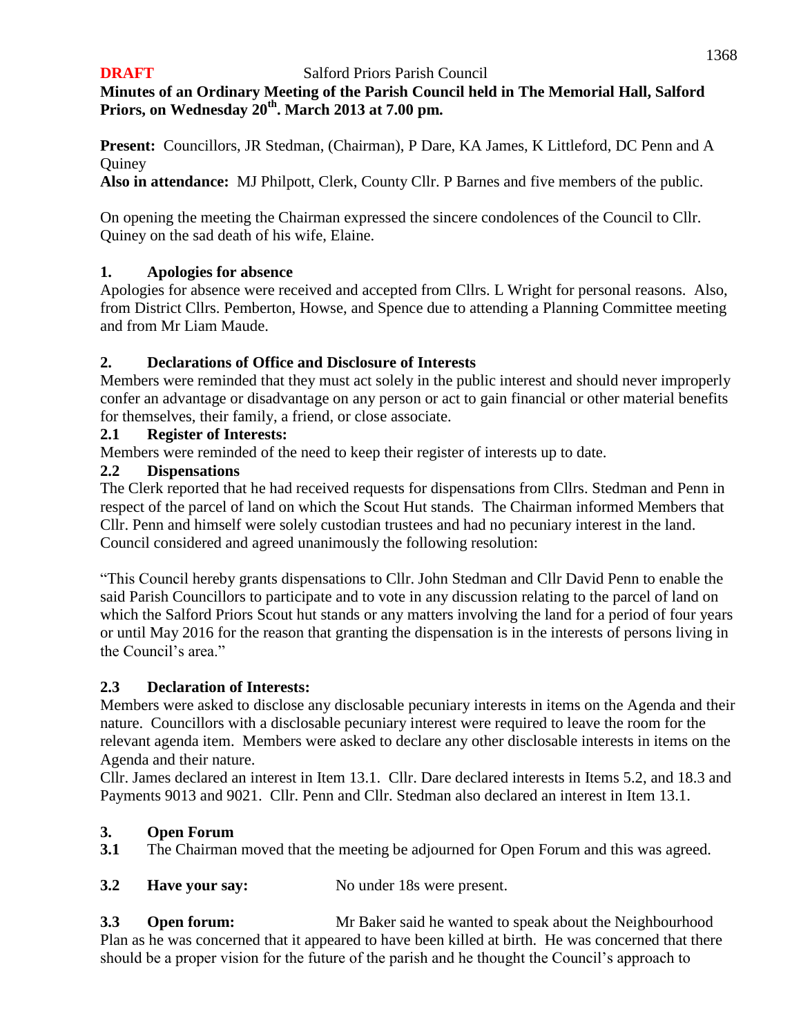**DRAFT** Salford Priors Parish Council

**Minutes of an Ordinary Meeting of the Parish Council held in The Memorial Hall, Salford Priors, on Wednesday 20th. March 2013 at 7.00 pm.**

**Present:** Councillors, JR Stedman, (Chairman), P Dare, KA James, K Littleford, DC Penn and A Quiney

**Also in attendance:** MJ Philpott, Clerk, County Cllr. P Barnes and five members of the public.

On opening the meeting the Chairman expressed the sincere condolences of the Council to Cllr. Quiney on the sad death of his wife, Elaine.

## 1. Apologies for absence

Apologies for absence were received and accepted from Cllrs. L Wright for personal reasons. Also, from District Cllrs. Pemberton, Howse, and Spence due to attending a Planning Committee meeting and from Mr Liam Maude.

## 2. Declarations of Office and Disclosure of Interests

Members were reminded that they must act solely in the public interest and should never improperly confer an advantage or disadvantage on any person or act to gain financial or other material benefits for themselves, their family, a friend, or close associate.

### 2.1 Register of Interests:

Members were reminded of the need to keep their register of interests up to date.

### 2.2 Dispensations

The Clerk reported that he had received requests for dispensations from Cllrs. Stedman and Penn in respect of the parcel of land on which the Scout Hut stands. The Chairman informed Members that Cllr. Penn and himself were solely custodian trustees and had no pecuniary interest in the land. Council considered and agreed unanimously the following resolution:

"This Council hereby grants dispensations to Cllr. John Stedman and Cllr David Penn to enable the said Parish Councillors to participate and to vote in any discussion relating to the parcel of land on which the Salford Priors Scout hut stands or any matters involving the land for a period of four years or until May 2016 for the reason that granting the dispensation is in the interests of persons living in the Council's area."

### 2.3 Declaration of Interests:

Members were asked to disclose any disclosable pecuniary interests in items on the Agenda and their nature. Councillors with a disclosable pecuniary interest were required to leave the room for the relevant agenda item. Members were asked to declare any other disclosable interests in items on the Agenda and their nature.

Cllr. James declared an interest in Item 13.1. Cllr. Dare declared interests in Items 5.2, and 18.3 and Payments 9013 and 9021. Cllr. Penn and Cllr. Stedman also declared an interest in Item 13.1.

## 3. Open Forum

**3.1** The Chairman moved that the meeting be adjourned for Open Forum and this was agreed.

**3.2 Have your say:** No under 18s were present.

**3.3 Open forum:** Mr Baker said he wanted to speak about the Neighbourhood Plan as he was concerned that it appeared to have been killed at birth. He was concerned that there should be a proper vision for the future of the parish and he thought the Council's approach to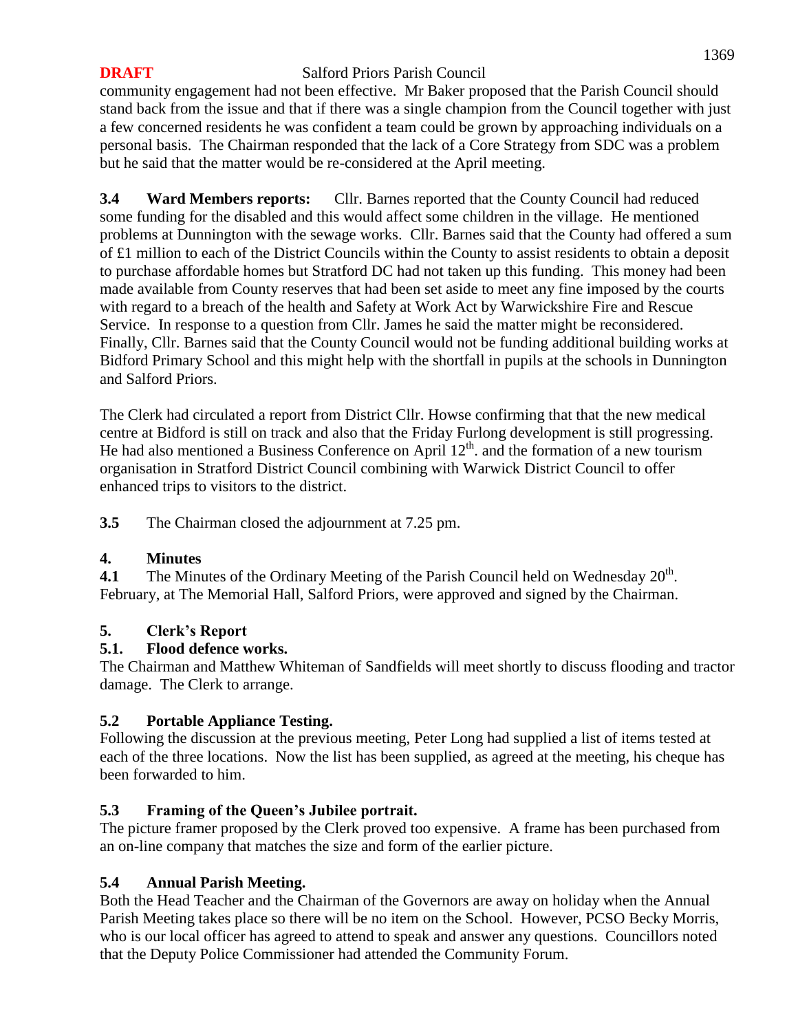community engagement had not been effective. Mr Baker proposed that the Parish Council should stand back from the issue and that if there was a single champion from the Council together with just a few concerned residents he was confident a team could be grown by approaching individuals on a personal basis. The Chairman responded that the lack of a Core Strategy from SDC was a problem but he said that the matter would be re-considered at the April meeting.

**3.4 Ward Members reports:** Cllr. Barnes reported that the County Council had reduced some funding for the disabled and this would affect some children in the village. He mentioned problems at Dunnington with the sewage works. Cllr. Barnes said that the County had offered a sum of £1 million to each of the District Councils within the County to assist residents to obtain a deposit to purchase affordable homes but Stratford DC had not taken up this funding. This money had been made available from County reserves that had been set aside to meet any fine imposed by the courts with regard to a breach of the health and Safety at Work Act by Warwickshire Fire and Rescue Service. In response to a question from Cllr. James he said the matter might be reconsidered. Finally, Cllr. Barnes said that the County Council would not be funding additional building works at Bidford Primary School and this might help with the shortfall in pupils at the schools in Dunnington and Salford Priors.

The Clerk had circulated a report from District Cllr. Howse confirming that that the new medical centre at Bidford is still on track and also that the Friday Furlong development is still progressing. He had also mentioned a Business Conference on April 12th. and the formation of a new tourism organisation in Stratford District Council combining with Warwick District Council to offer enhanced trips to visitors to the district.

**3.5** The Chairman closed the adjournment at 7.25 pm.

## 4. Minutes

**4.1** The Minutes of the Ordinary Meeting of the Parish Council held on Wednesday 20th. February, at The Memorial Hall, Salford Priors, were approved and signed by the Chairman.

## 5. Clerk's Report

### 5.1. Flood defence works.

The Chairman and Matthew Whiteman of Sandfields will meet shortly to discuss flooding and tractor damage. The Clerk to arrange.

### 5.2 Portable Appliance Testing.

Following the discussion at the previous meeting, Peter Long had supplied a list of items tested at each of the three locations. Now the list has been supplied, as agreed at the meeting, his cheque has been forwarded to him.

### 5.3 Framing of the Queen's Jubilee portrait.

The picture framer proposed by the Clerk proved too expensive. A frame has been purchased from an on-line company that matches the size and form of the earlier picture.

### 5.4 Annual Parish Meeting.

Both the Head Teacher and the Chairman of the Governors are away on holiday when the Annual Parish Meeting takes place so there will be no item on the School. However, PCSO Becky Morris, who is our local officer has agreed to attend to speak and answer any questions. Councillors noted that the Deputy Police Commissioner had attended the Community Forum.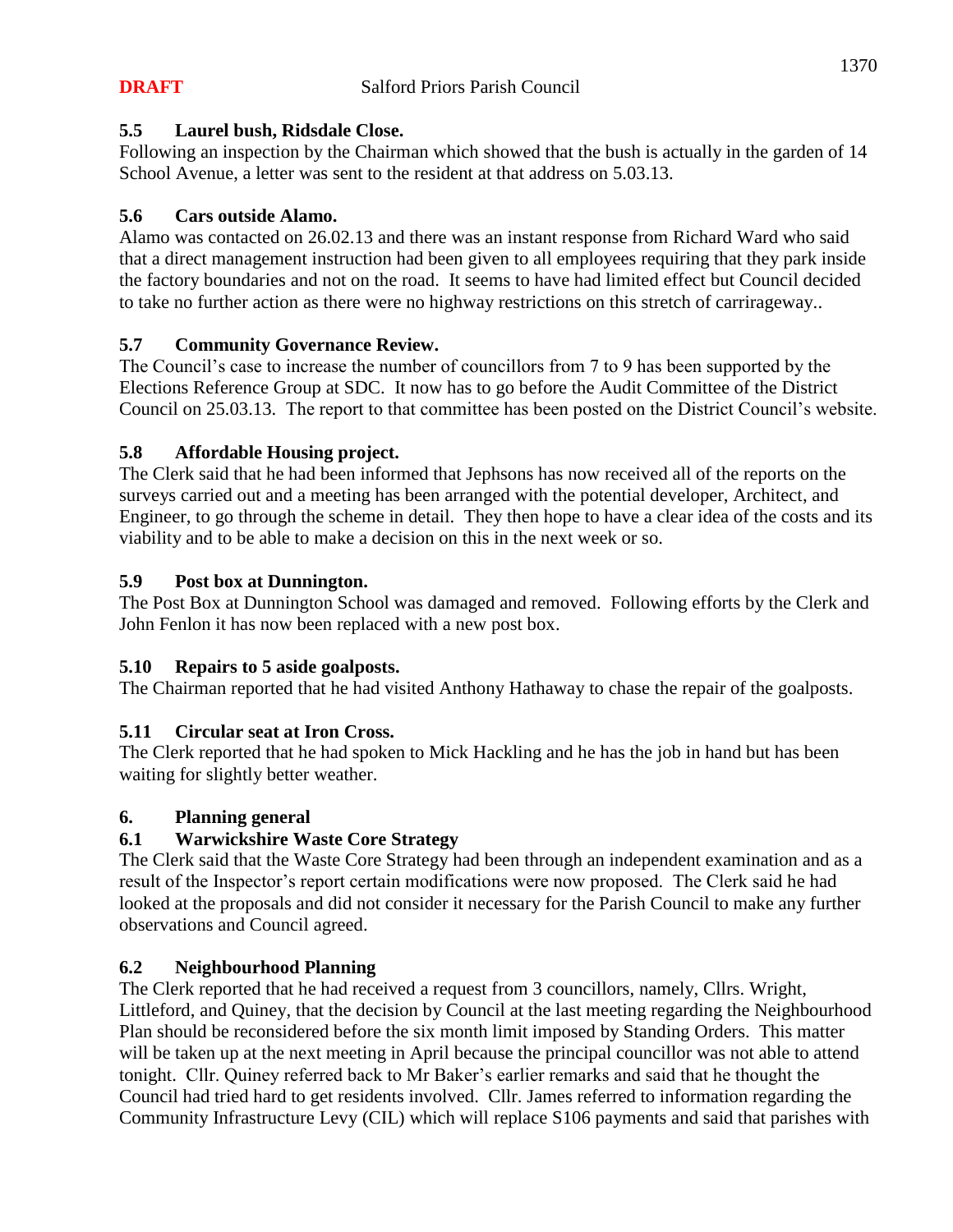**DRAFT** Salford Priors Parish Council

### 5.5 Laurel bush, Ridsdale Close.

Following an inspection by the Chairman which showed that the bush is actually in the garden of 14 School Avenue, a letter was sent to the resident at that address on 5.03.13.

### 5.6 Cars outside Alamo.

Alamo was contacted on 26.02.13 and there was an instant response from Richard Ward who said that a direct management instruction had been given to all employees requiring that they park inside the factory boundaries and not on the road. It seems to have had limited effect but Council decided to take no further action as there were no highway restrictions on this stretch of carriageway..

### 5.7 Community Governance Review.

The Council's case to increase the number of councillors from 7 to 9 has been supported by the Elections Reference Group at SDC. It now has to go before the Audit Committee of the District Council on 25.03.13. The report to that committee has been posted on the District Council's website.

### 5.8 Affordable Housing project.

The Clerk said that he had been informed that Jephsons has now received all of the reports on the surveys carried out and a meeting has been arranged with the potential developer, Architect, and Engineer, to go through the scheme in detail. They then hope to have a clear idea of the costs and its viability and to be able to make a decision on this in the next week or so.

### 5.9 Post box at Dunnington.

The Post Box at Dunnington School was damaged and removed. Following efforts by the Clerk and John Fenlon it has now been replaced with a new post box.

### 5.10 Repairs to 5 aside goalposts.

The Chairman reported that he had visited Anthony Hathaway to chase the repair of the goalposts.

### 5.11 Circular seat at Iron Cross.

The Clerk reported that he had spoken to Mick Hackling and he has the job in hand but has been waiting for slightly better weather.

## 6. Planning general

### 6.1 Warwickshire Waste Core Strategy

The Clerk said that the Waste Core Strategy had been through an independent examination and as a result of the Inspector's report certain modifications were now proposed. The Clerk said he had looked at the proposals and did not consider it necessary for the Parish Council to make any further observations and Council agreed.

### 6.2 Neighbourhood Planning

The Clerk reported that he had received a request from 3 councillors, namely, Cllrs. Wright, Littleford, and Quiney, that the decision by Council at the last meeting regarding the Neighbourhood Plan should be reconsidered before the six month limit imposed by Standing Orders. This matter will be taken up at the next meeting in April because the principal councillor was not able to attend tonight. Cllr. Quiney referred back to Mr Baker's earlier remarks and said that he thought the Council had tried hard to get residents involved. Cllr. James referred to information regarding the Community Infrastructure Levy (CIL) which will replace S106 payments and said that parishes with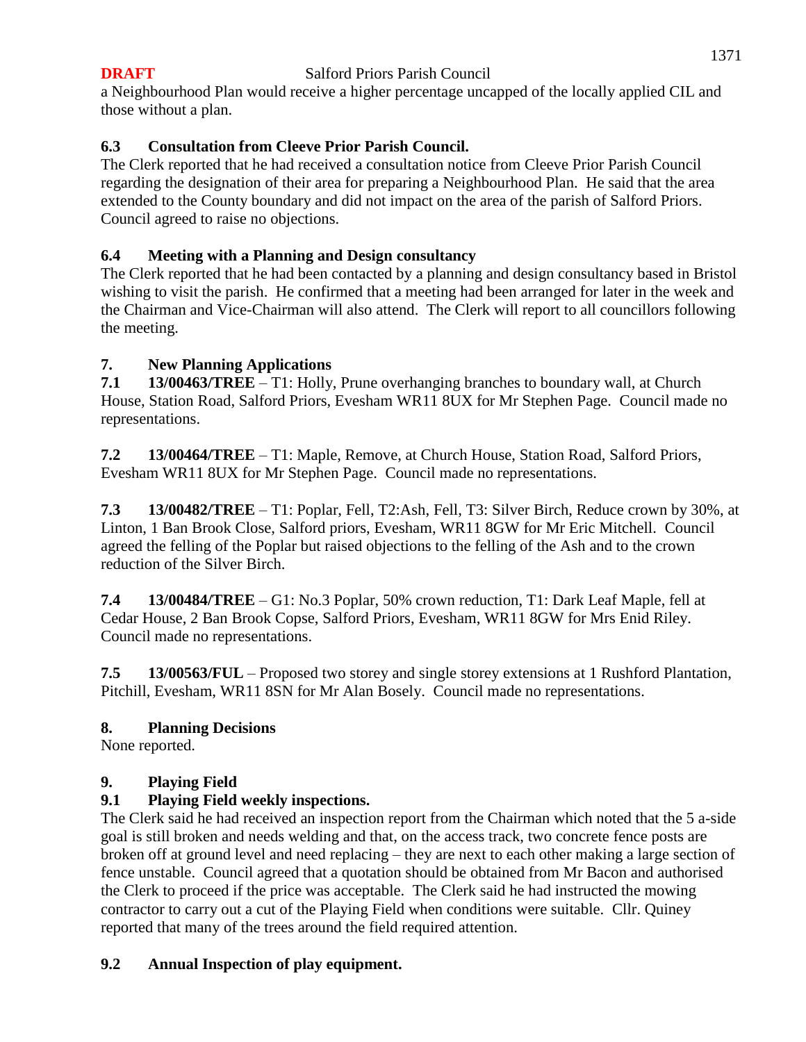**DRAFT** Salford Priors Parish Council

a Neighbourhood Plan would receive a higher percentage uncapped of the locally applied CIL and those without a plan.

### 6.3 Consultation from Cleeve Prior Parish Council.

The Clerk reported that he had received a consultation notice from Cleeve Prior Parish Council regarding the designation of their area for preparing a Neighbourhood Plan. He said that the area extended to the County boundary and did not impact on the area of the parish of Salford Priors. Council agreed to raise no objections.

### 6.4 Meeting with a Planning and Design consultancy

The Clerk reported that he had been contacted by a planning and design consultancy based in Bristol wishing to visit the parish. He confirmed that a meeting had been arranged for later in the week and the Chairman and Vice-Chairman will also attend. The Clerk will report to all councillors following the meeting.

## 7. New Planning Applications

**7.1 13/00463/TREE** – T1: Holly, Prune overhanging branches to boundary wall, at Church House, Station Road, Salford Priors, Evesham WR11 8UX for Mr Stephen Page. Council made no representations.

**7.2 13/00464/TREE** – T1: Maple, Remove, at Church House, Station Road, Salford Priors, Evesham WR11 8UX for Mr Stephen Page. Council made no representations.

**7.3 13/00482/TREE** – T1: Poplar, Fell, T2:Ash, Fell, T3: Silver Birch, Reduce crown by 30%, at Linton, 1 Ban Brook Close, Salford priors, Evesham, WR11 8GW for Mr Eric Mitchell. Council agreed the felling of the Poplar but raised objections to the felling of the Ash and to the crown reduction of the Silver Birch.

**7.4 13/00484/TREE** – G1: No.3 Poplar, 50% crown reduction, T1: Dark Leaf Maple, fell at Cedar House, 2 Ban Brook Copse, Salford Priors, Evesham, WR11 8GW for Mrs Enid Riley. Council made no representations.

**7.5 13/00563/FUL** – Proposed two storey and single storey extensions at 1 Rushford Plantation, Pitchill, Evesham, WR11 8SN for Mr Alan Bosely. Council made no representations.

## 8. Planning Decisions

None reported.

## 9. Playing Field

### 9.1 Playing Field weekly inspections.

The Clerk said he had received an inspection report from the Chairman which noted that the 5 a-side goal is still broken and needs welding and that, on the access track, two concrete fence posts are broken off at ground level and need replacing – they are next to each other making a large section of fence unstable. Council agreed that a quotation should be obtained from Mr Bacon and authorised the Clerk to proceed if the price was acceptable. The Clerk said he had instructed the mowing contractor to carry out a cut of the Playing Field when conditions were suitable. Cllr. Quiney reported that many of the trees around the field required attention.

### 9.2 Annual Inspection of play equipment.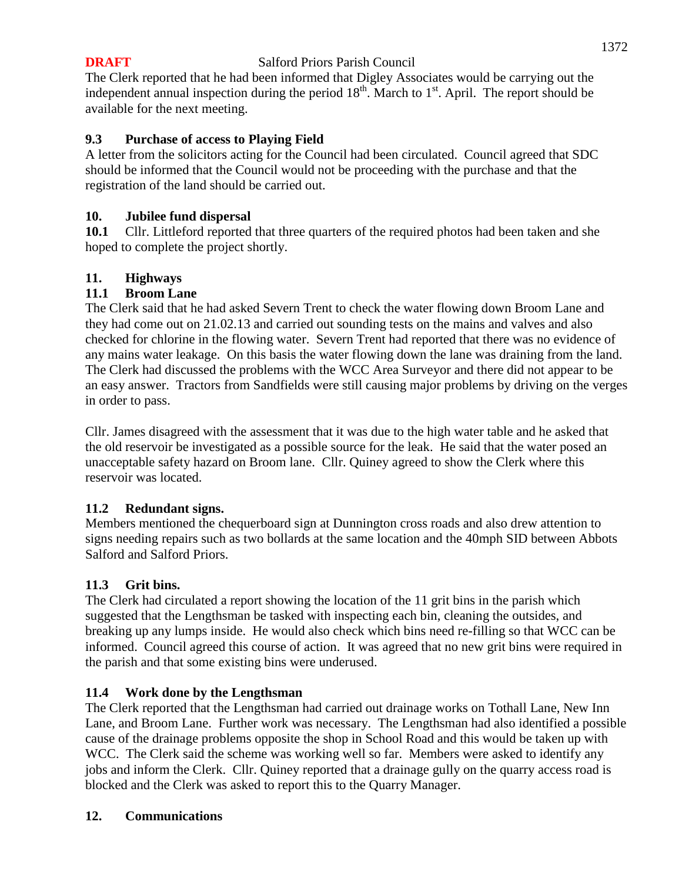The Clerk reported that he had been informed that Digley Associates would be carrying out the independent annual inspection during the period 18th. March to 1st. April. The report should be available for the next meeting.

### 9.3 Purchase of access to Playing Field

A letter from the solicitors acting for the Council had been circulated. Council agreed that SDC should be informed that the Council would not be proceeding with the purchase and that the registration of the land should be carried out.

## 10. Jubilee fund dispersal

**10.1** Cllr. Littleford reported that three quarters of the required photos had been taken and she hoped to complete the project shortly.

## 11. Highways

### 11.1 Broom Lane

The Clerk said that he had asked Severn Trent to check the water flowing down Broom Lane and they had come out on 21.02.13 and carried out sounding tests on the mains and valves and also checked for chlorine in the flowing water. Severn Trent had reported that there was no evidence of any mains water leakage. On this basis the water flowing down the lane was draining from the land. The Clerk had discussed the problems with the WCC Area Surveyor and there did not appear to be an easy answer. Tractors from Sandfields were still causing major problems by driving on the verges in order to pass.

Cllr. James disagreed with the assessment that it was due to the high water table and he asked that the old reservoir be investigated as a possible source for the leak. He said that the water posed an unacceptable safety hazard on Broom lane. Cllr. Quiney agreed to show the Clerk where this reservoir was located.

### 11.2 Redundant signs.

Members mentioned the chequerboard sign at Dunnington cross roads and also drew attention to signs needing repairs such as two bollards at the same location and the 40mph SID between Abbots Salford and Salford Priors.

### 11.3 Grit bins.

The Clerk had circulated a report showing the location of the 11 grit bins in the parish which suggested that the Lengthsman be tasked with inspecting each bin, cleaning the outsides, and breaking up any lumps inside. He would also check which bins need re-filling so that WCC can be informed. Council agreed this course of action. It was agreed that no new grit bins were required in the parish and that some existing bins were underused.

### 11.4 Work done by the Lengthsman

The Clerk reported that the Lengthsman had carried out drainage works on Tothall Lane, New Inn Lane, and Broom Lane. Further work was necessary. The Lengthsman had also identified a possible cause of the drainage problems opposite the shop in School Road and this would be taken up with WCC. The Clerk said the scheme was working well so far. Members were asked to identify any jobs and inform the Clerk. Cllr. Quiney reported that a drainage gully on the quarry access road is blocked and the Clerk was asked to report this to the Quarry Manager.

## 12. Communications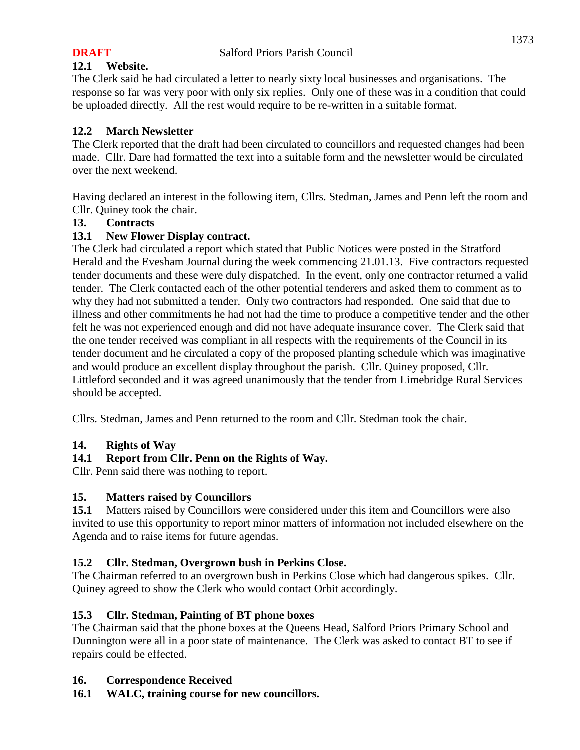**DRAFT** Salford Priors Parish Council

### 12.1 Website.

The Clerk said he had circulated a letter to nearly sixty local businesses and organisations. The response so far was very poor with only six replies. Only one of these was in a condition that could be uploaded directly. All the rest would require to be re-written in a suitable format.

### 12.2 March Newsletter

The Clerk reported that the draft had been circulated to councillors and requested changes had been made. Cllr. Dare had formatted the text into a suitable form and the newsletter would be circulated over the next weekend.

Having declared an interest in the following item, Cllrs. Stedman, James and Penn left the room and Cllr. Quiney took the chair.

## 13. Contracts

### 13.1 New Flower Display contract.

The Clerk had circulated a report which stated that Public Notices were posted in the Stratford Herald and the Evesham Journal during the week commencing 21.01.13. Five contractors requested tender documents and these were duly dispatched. In the event, only one contractor returned a valid tender. The Clerk contacted each of the other potential tenderers and asked them to comment as to why they had not submitted a tender. Only two contractors had responded. One said that due to illness and other commitments he had not had the time to produce a competitive tender and the other felt he was not experienced enough and did not have adequate insurance cover. The Clerk said that the one tender received was compliant in all respects with the requirements of the Council in its tender document and he circulated a copy of the proposed planting schedule which was imaginative and would produce an excellent display throughout the parish. Cllr. Quiney proposed, Cllr. Littleford seconded and it was agreed unanimously that the tender from Limebridge Rural Services should be accepted.

Cllrs. Stedman, James and Penn returned to the room and Cllr. Stedman took the chair.

## 14. Rights of Way

### 14.1 Report from Cllr. Penn on the Rights of Way.

Cllr. Penn said there was nothing to report.

## 15. Matters raised by Councillors

**15.1** Matters raised by Councillors were considered under this item and Councillors were also invited to use this opportunity to report minor matters of information not included elsewhere on the Agenda and to raise items for future agendas.

### 15.2 Cllr. Stedman, Overgrown bush in Perkins Close.

The Chairman referred to an overgrown bush in Perkins Close which had dangerous spikes. Cllr. Quiney agreed to show the Clerk who would contact Orbit accordingly.

### 15.3 Cllr. Stedman, Painting of BT phone boxes

The Chairman said that the phone boxes at the Queens Head, Salford Priors Primary School and Dunnington were all in a poor state of maintenance. The Clerk was asked to contact BT to see if repairs could be effected.

## 16. Correspondence Received

### 16.1 WALC, training course for new councillors.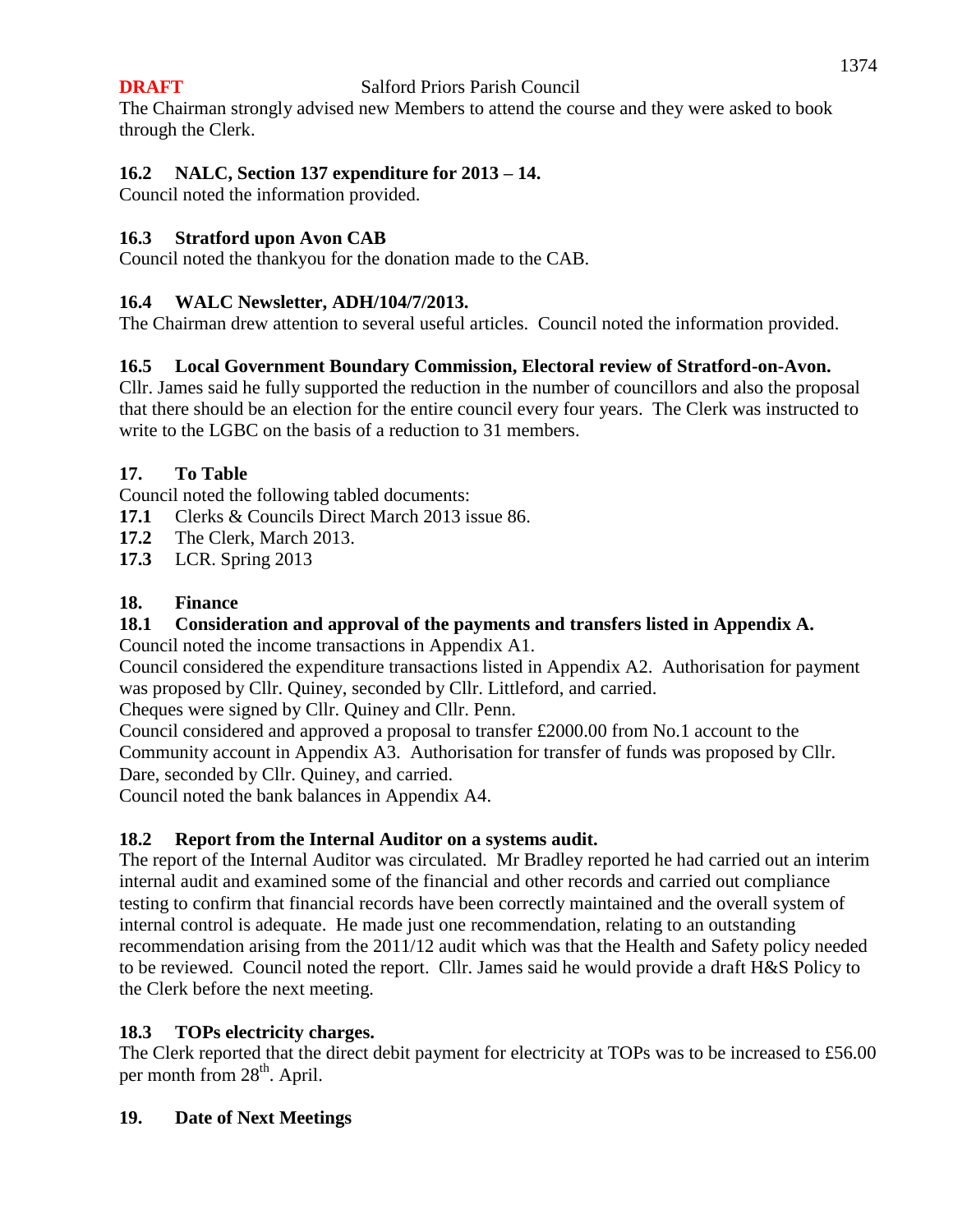The Chairman strongly advised new Members to attend the course and they were asked to book through the Clerk.

### 16.2 NALC, Section 137 expenditure for 2013 – 14.

Council noted the information provided.

### 16.3 Stratford upon Avon CAB

Council noted the thankyou for the donation made to the CAB.

### 16.4 WALC Newsletter, ADH/104/7/2013.

The Chairman drew attention to several useful articles. Council noted the information provided.

### 16.5 Local Government Boundary Commission, Electoral review of Stratford-on-Avon.

Cllr. James said he fully supported the reduction in the number of councillors and also the proposal that there should be an election for the entire council every four years. The Clerk was instructed to write to the LGBC on the basis of a reduction to 31 members.

## 17. To Table

Council noted the following tabled documents:

**17.1** Clerks & Councils Direct March 2013 issue 86.
**17.2** The Clerk, March 2013.
**17.3** LCR. Spring 2013

## 18. Finance

### 18.1 Consideration and approval of the payments and transfers listed in Appendix A.

Council noted the income transactions in Appendix A1.
Council considered the expenditure transactions listed in Appendix A2. Authorisation for payment was proposed by Cllr. Quiney, seconded by Cllr. Littleford, and carried.
Cheques were signed by Cllr. Quiney and Cllr. Penn.
Council considered and approved a proposal to transfer £2000.00 from No.1 account to the Community account in Appendix A3. Authorisation for transfer of funds was proposed by Cllr. Dare, seconded by Cllr. Quiney, and carried.
Council noted the bank balances in Appendix A4.

### 18.2 Report from the Internal Auditor on a systems audit.

The report of the Internal Auditor was circulated. Mr Bradley reported he had carried out an interim internal audit and examined some of the financial and other records and carried out compliance testing to confirm that financial records have been correctly maintained and the overall system of internal control is adequate. He made just one recommendation, relating to an outstanding recommendation arising from the 2011/12 audit which was that the Health and Safety policy needed to be reviewed. Council noted the report. Cllr. James said he would provide a draft H&S Policy to the Clerk before the next meeting.

### 18.3 TOPs electricity charges.

The Clerk reported that the direct debit payment for electricity at TOPs was to be increased to £56.00 per month from 28th. April.

## 19. Date of Next Meetings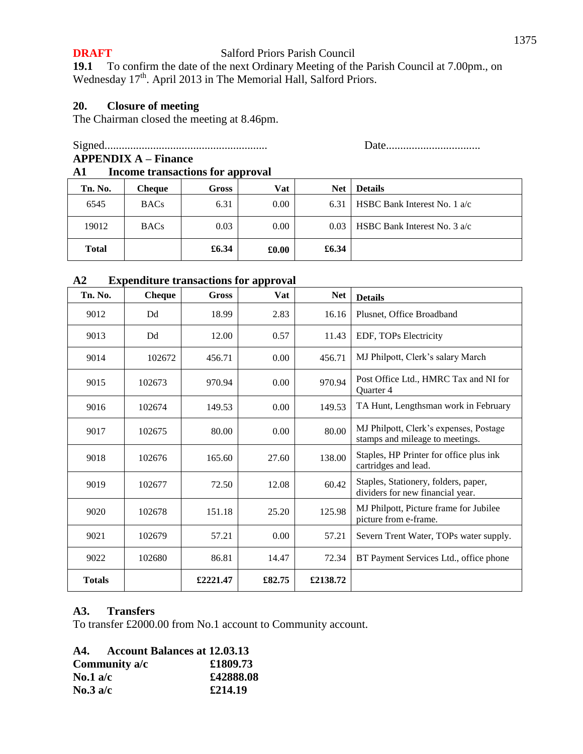**DRAFT** Salford Priors Parish Council

**19.1** To confirm the date of the next Ordinary Meeting of the Parish Council at 7.00pm., on Wednesday 17th. April 2013 in The Memorial Hall, Salford Priors.

### 20. Closure of meeting

The Chairman closed the meeting at 8.46pm.

Signed......................................................... Date.................................

## APPENDIX A – Finance

### A1 Income transactions for approval

| Tn. No. | Cheque | Gross | Vat | Net | Details |
|---|---|---|---|---|---|
| 6545 | BACs | 6.31 | 0.00 | 6.31 | HSBC Bank Interest No. 1 a/c |
| 19012 | BACs | 0.03 | 0.00 | 0.03 | HSBC Bank Interest No. 3 a/c |
| **Total** | | **£6.34** | **£0.00** | **£6.34** | |

### A2 Expenditure transactions for approval

| Tn. No. | Cheque | Gross | Vat | Net | Details |
|---|---|---|---|---|---|
| 9012 | Dd | 18.99 | 2.83 | 16.16 | Plusnet, Office Broadband |
| 9013 | Dd | 12.00 | 0.57 | 11.43 | EDF, TOPs Electricity |
| 9014 | 102672 | 456.71 | 0.00 | 456.71 | MJ Philpott, Clerk's salary March |
| 9015 | 102673 | 970.94 | 0.00 | 970.94 | Post Office Ltd., HMRC Tax and NI for Quarter 4 |
| 9016 | 102674 | 149.53 | 0.00 | 149.53 | TA Hunt, Lengthsman work in February |
| 9017 | 102675 | 80.00 | 0.00 | 80.00 | MJ Philpott, Clerk's expenses, Postage stamps and mileage to meetings. |
| 9018 | 102676 | 165.60 | 27.60 | 138.00 | Staples, HP Printer for office plus ink cartridges and lead. |
| 9019 | 102677 | 72.50 | 12.08 | 60.42 | Staples, Stationery, folders, paper, dividers for new financial year. |
| 9020 | 102678 | 151.18 | 25.20 | 125.98 | MJ Philpott, Picture frame for Jubilee picture from e-frame. |
| 9021 | 102679 | 57.21 | 0.00 | 57.21 | Severn Trent Water, TOPs water supply. |
| 9022 | 102680 | 86.81 | 14.47 | 72.34 | BT Payment Services Ltd., office phone |
| **Totals** | | **£2221.47** | **£82.75** | **£2138.72** | |

### A3. Transfers

To transfer £2000.00 from No.1 account to Community account.

### A4. Account Balances at 12.03.13

**Community a/c** **£1809.73**
**No.1 a/c** **£42888.08**
**No.3 a/c** **£214.19**